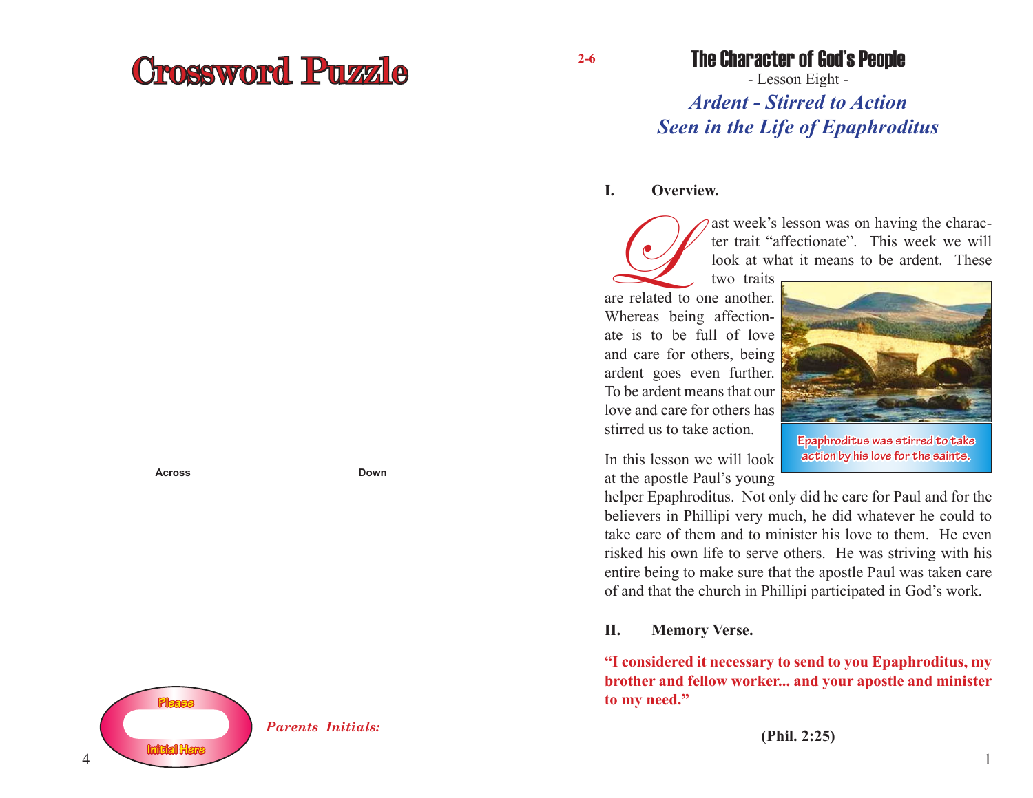# Crossword Puzzle

**Across**

**Down**

Please Initial Here

*Parents Initials:*

2-6

## The Character of God's People

- Lesson Eight -

## *Ardent - Stirred to Action*
## *Seen in the Life of Epaphroditus*

**I. Overview.**

Last week's lesson was on having the character trait "affectionate". This week we will look at what it means to be ardent. These two traits are related to one another. Whereas being affectionate is to be full of love and care for others, being ardent goes even further. To be ardent means that our love and care for others has stirred us to take action.

Epaphroditus was stirred to take action by his love for the saints.

In this lesson we will look at the apostle Paul's young helper Epaphroditus. Not only did he care for Paul and for the believers in Phillipi very much, he did whatever he could to take care of them and to minister his love to them. He even risked his own life to serve others. He was striving with his entire being to make sure that the apostle Paul was taken care of and that the church in Phillipi participated in God's work.

**II. Memory Verse.**

**"I considered it necessary to send to you Epaphroditus, my brother and fellow worker... and your apostle and minister to my need."**

**(Phil. 2:25)**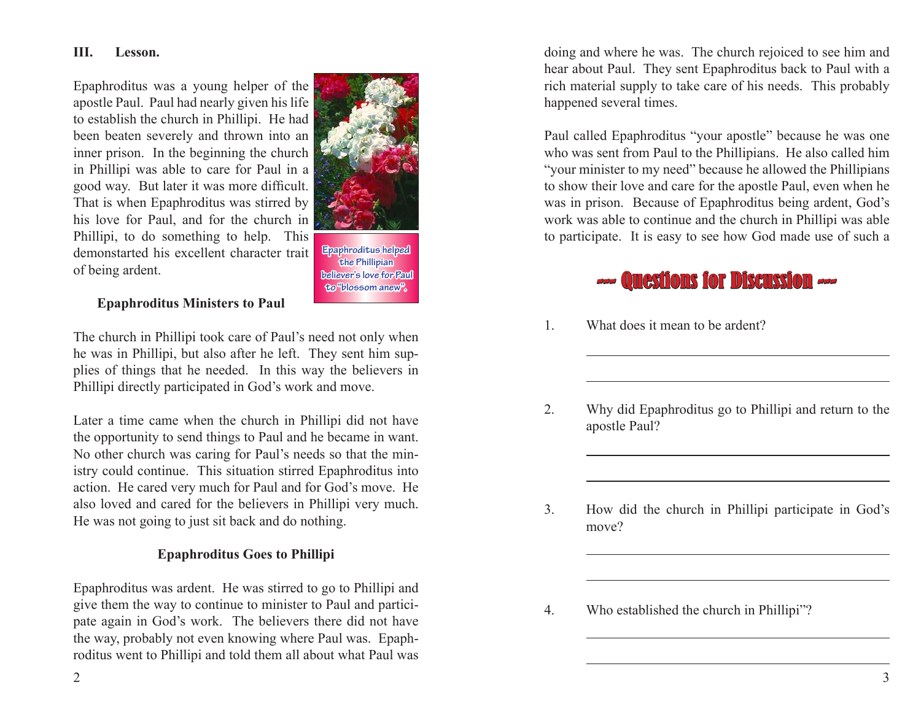### III. Lesson.

Epaphroditus was a young helper of the apostle Paul. Paul had nearly given his life to establish the church in Phillipi. He had been beaten severely and thrown into an inner prison. In the beginning the church in Phillipi was able to care for Paul in a good way. But later it was more difficult. That is when Epaphroditus was stirred by his love for Paul, and for the church in Phillipi, to do something to help. This demonstarted his excellent character trait of being ardent.

Epaphroditus helped the Phillipian believer's love for Paul to "blossom anew".

#### Epaphroditus Ministers to Paul

The church in Phillipi took care of Paul's need not only when he was in Phillipi, but also after he left. They sent him supplies of things that he needed. In this way the believers in Phillipi directly participated in God's work and move.

Later a time came when the church in Phillipi did not have the opportunity to send things to Paul and he became in want. No other church was caring for Paul's needs so that the ministry could continue. This situation stirred Epaphroditus into action. He cared very much for Paul and for God's move. He also loved and cared for the believers in Phillipi very much. He was not going to just sit back and do nothing.

#### Epaphroditus Goes to Phillipi

Epaphroditus was ardent. He was stirred to go to Phillipi and give them the way to continue to minister to Paul and participate again in God's work. The believers there did not have the way, probably not even knowing where Paul was. Epaphroditus went to Phillipi and told them all about what Paul was doing and where he was. The church rejoiced to see him and hear about Paul. They sent Epaphroditus back to Paul with a rich material supply to take care of his needs. This probably happened several times.

Paul called Epaphroditus "your apostle" because he was one who was sent from Paul to the Phillipians. He also called him "your minister to my need" because he allowed the Phillipians to show their love and care for the apostle Paul, even when he was in prison. Because of Epaphroditus being ardent, God's work was able to continue and the church in Phillipi was able to participate. It is easy to see how God made use of such a

## --- Questions for Discussion ---

1. What does it mean to be ardent?

___________________________________________

___________________________________________

2. Why did Epaphroditus go to Phillipi and return to the apostle Paul?

___________________________________________

___________________________________________

3. How did the church in Phillipi participate in God's move?

___________________________________________

___________________________________________

4. Who established the church in Phillipi"?

___________________________________________

___________________________________________